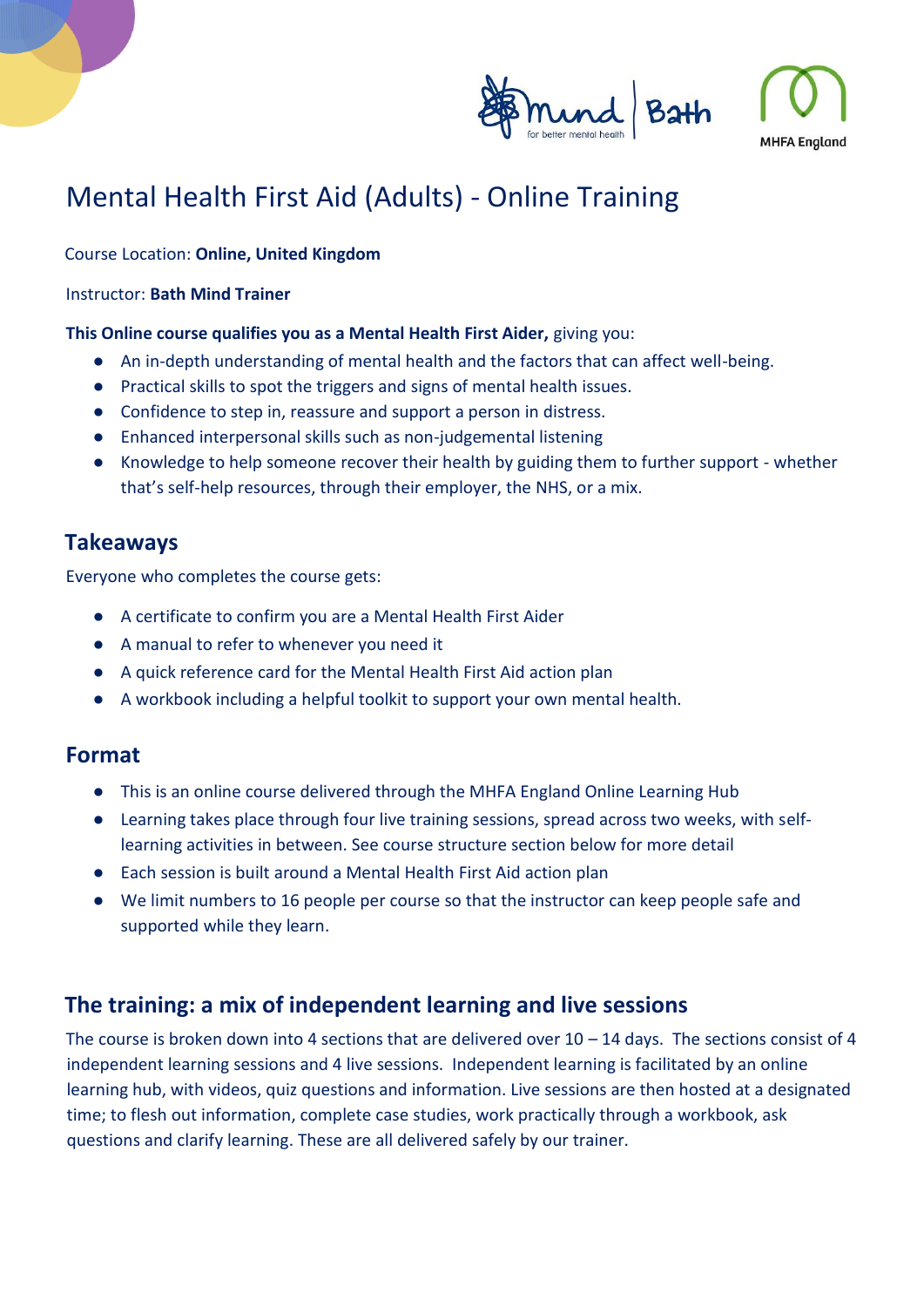# Mental Health First Aid (Adults) - Online Training

Course Location: **Online, United Kingdom**

Instructor: **Bath Mind Trainer**

**This Online course qualifies you as a Mental Health First Aider,** giving you:

- An in-depth understanding of mental health and the factors that can affect well-being.
- Practical skills to spot the triggers and signs of mental health issues.
- Confidence to step in, reassure and support a person in distress.
- Enhanced interpersonal skills such as non-judgemental listening
- Knowledge to help someone recover their health by guiding them to further support - whether that's self-help resources, through their employer, the NHS, or a mix.

## Takeaways

Everyone who completes the course gets:

- A certificate to confirm you are a Mental Health First Aider
- A manual to refer to whenever you need it
- A quick reference card for the Mental Health First Aid action plan
- A workbook including a helpful toolkit to support your own mental health.

## Format

- This is an online course delivered through the MHFA England Online Learning Hub
- Learning takes place through four live training sessions, spread across two weeks, with self-learning activities in between. See course structure section below for more detail
- Each session is built around a Mental Health First Aid action plan
- We limit numbers to 16 people per course so that the instructor can keep people safe and supported while they learn.

## The training: a mix of independent learning and live sessions

The course is broken down into 4 sections that are delivered over 10 – 14 days. The sections consist of 4 independent learning sessions and 4 live sessions. Independent learning is facilitated by an online learning hub, with videos, quiz questions and information. Live sessions are then hosted at a designated time; to flesh out information, complete case studies, work practically through a workbook, ask questions and clarify learning. These are all delivered safely by our trainer.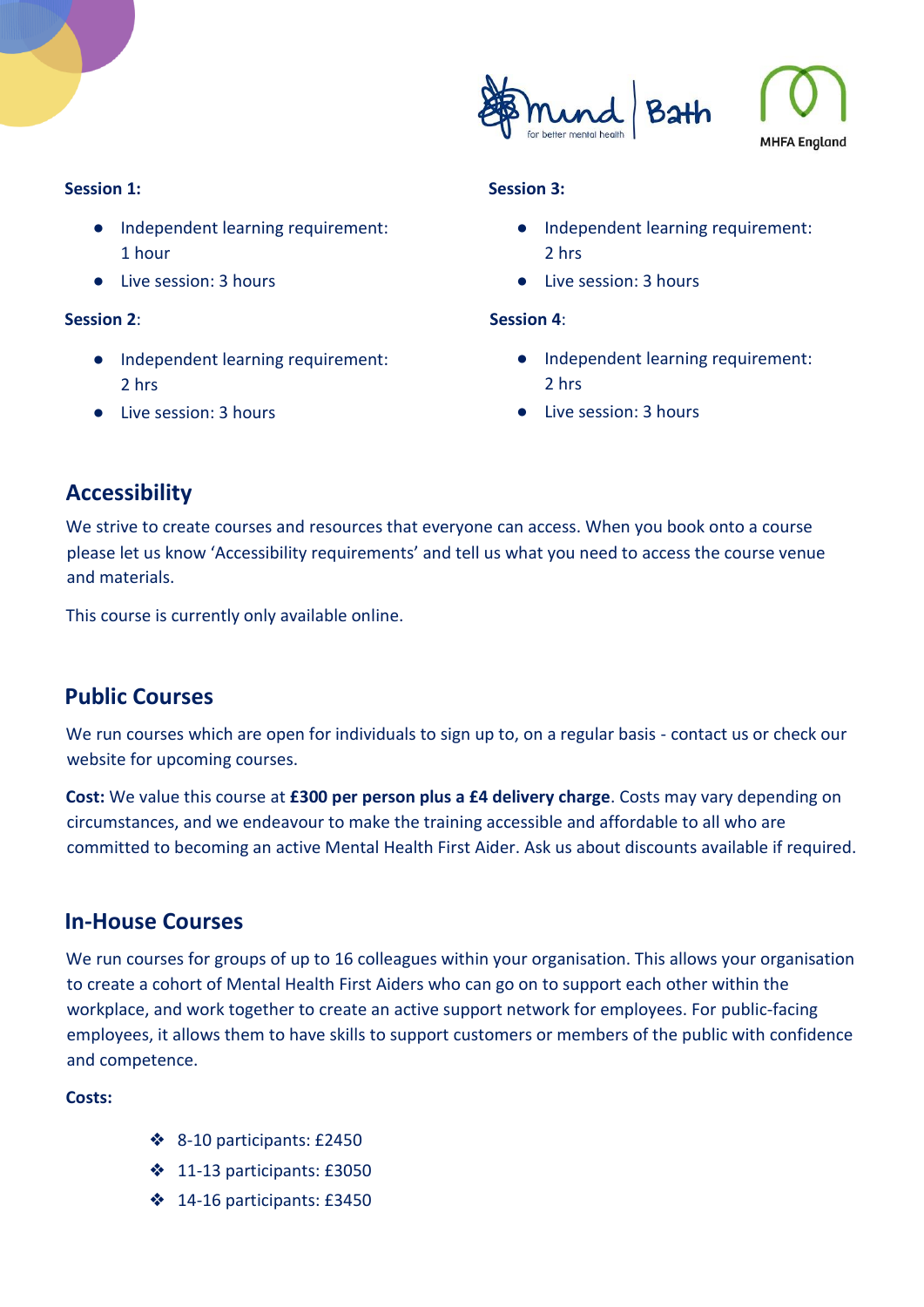**Session 1:**

- Independent learning requirement: 1 hour
- Live session: 3 hours

**Session 2**:

- Independent learning requirement: 2 hrs
- Live session: 3 hours

**Session 3:**

- Independent learning requirement: 2 hrs
- Live session: 3 hours

**Session 4**:

- Independent learning requirement: 2 hrs
- Live session: 3 hours

## Accessibility

We strive to create courses and resources that everyone can access. When you book onto a course please let us know 'Accessibility requirements' and tell us what you need to access the course venue and materials.

This course is currently only available online.

## Public Courses

We run courses which are open for individuals to sign up to, on a regular basis - contact us or check our website for upcoming courses.

**Cost:** We value this course at **£300 per person plus a £4 delivery charge**. Costs may vary depending on circumstances, and we endeavour to make the training accessible and affordable to all who are committed to becoming an active Mental Health First Aider. Ask us about discounts available if required.

## In-House Courses

We run courses for groups of up to 16 colleagues within your organisation. This allows your organisation to create a cohort of Mental Health First Aiders who can go on to support each other within the workplace, and work together to create an active support network for employees. For public-facing employees, it allows them to have skills to support customers or members of the public with confidence and competence.

**Costs:**

- 8-10 participants: £2450
- 11-13 participants: £3050
- 14-16 participants: £3450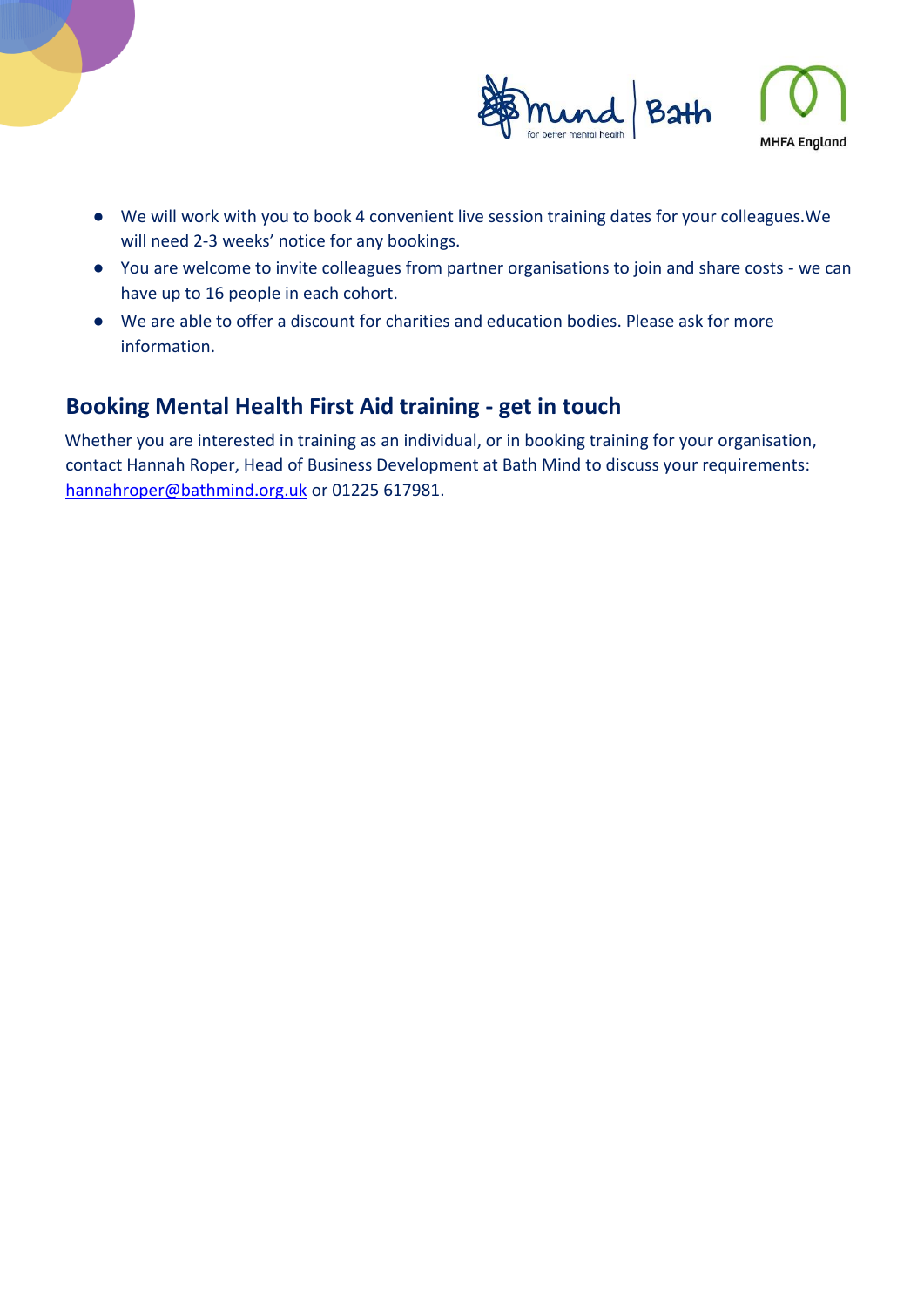- We will work with you to book 4 convenient live session training dates for your colleagues.We will need 2-3 weeks' notice for any bookings.
- You are welcome to invite colleagues from partner organisations to join and share costs - we can have up to 16 people in each cohort.
- We are able to offer a discount for charities and education bodies. Please ask for more information.

## Booking Mental Health First Aid training - get in touch

Whether you are interested in training as an individual, or in booking training for your organisation, contact Hannah Roper, Head of Business Development at Bath Mind to discuss your requirements: hannahroper@bathmind.org.uk or 01225 617981.